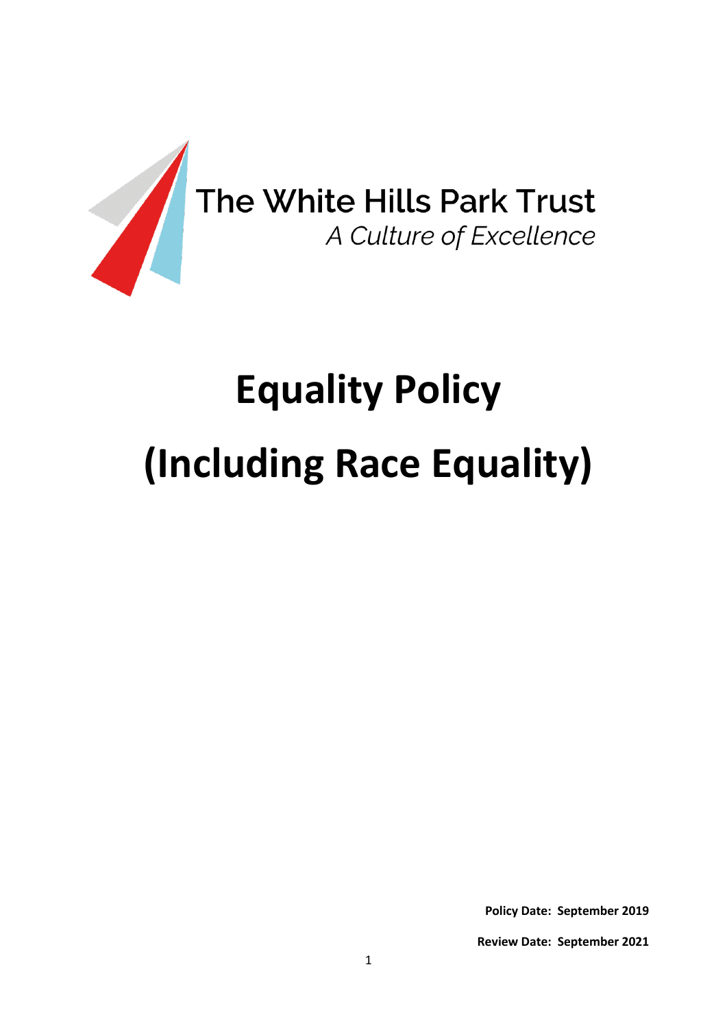The White Hills Park Trust

*A Culture of Excellence*

# Equality Policy

# (Including Race Equality)

**Policy Date: September 2019**

**Review Date: September 2021**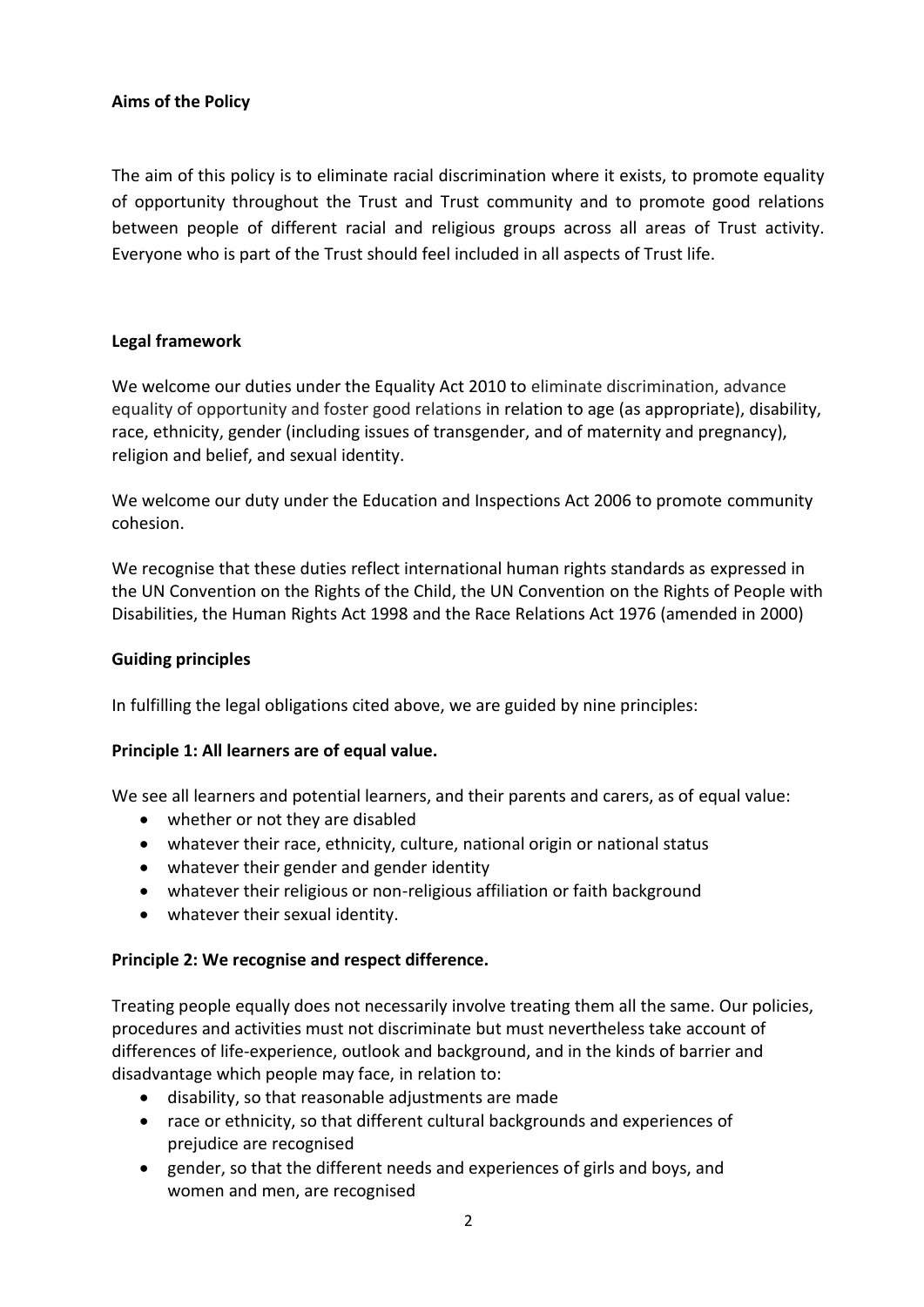**Aims of the Policy**

The aim of this policy is to eliminate racial discrimination where it exists, to promote equality of opportunity throughout the Trust and Trust community and to promote good relations between people of different racial and religious groups across all areas of Trust activity. Everyone who is part of the Trust should feel included in all aspects of Trust life.

**Legal framework**

We welcome our duties under the Equality Act 2010 to eliminate discrimination, advance equality of opportunity and foster good relations in relation to age (as appropriate), disability, race, ethnicity, gender (including issues of transgender, and of maternity and pregnancy), religion and belief, and sexual identity.

We welcome our duty under the Education and Inspections Act 2006 to promote community cohesion.

We recognise that these duties reflect international human rights standards as expressed in the UN Convention on the Rights of the Child, the UN Convention on the Rights of People with Disabilities, the Human Rights Act 1998 and the Race Relations Act 1976 (amended in 2000)

**Guiding principles**

In fulfilling the legal obligations cited above, we are guided by nine principles:

**Principle 1: All learners are of equal value.**

We see all learners and potential learners, and their parents and carers, as of equal value:

- whether or not they are disabled
- whatever their race, ethnicity, culture, national origin or national status
- whatever their gender and gender identity
- whatever their religious or non-religious affiliation or faith background
- whatever their sexual identity.

**Principle 2: We recognise and respect difference.**

Treating people equally does not necessarily involve treating them all the same. Our policies, procedures and activities must not discriminate but must nevertheless take account of differences of life-experience, outlook and background, and in the kinds of barrier and disadvantage which people may face, in relation to:

- disability, so that reasonable adjustments are made
- race or ethnicity, so that different cultural backgrounds and experiences of prejudice are recognised
- gender, so that the different needs and experiences of girls and boys, and women and men, are recognised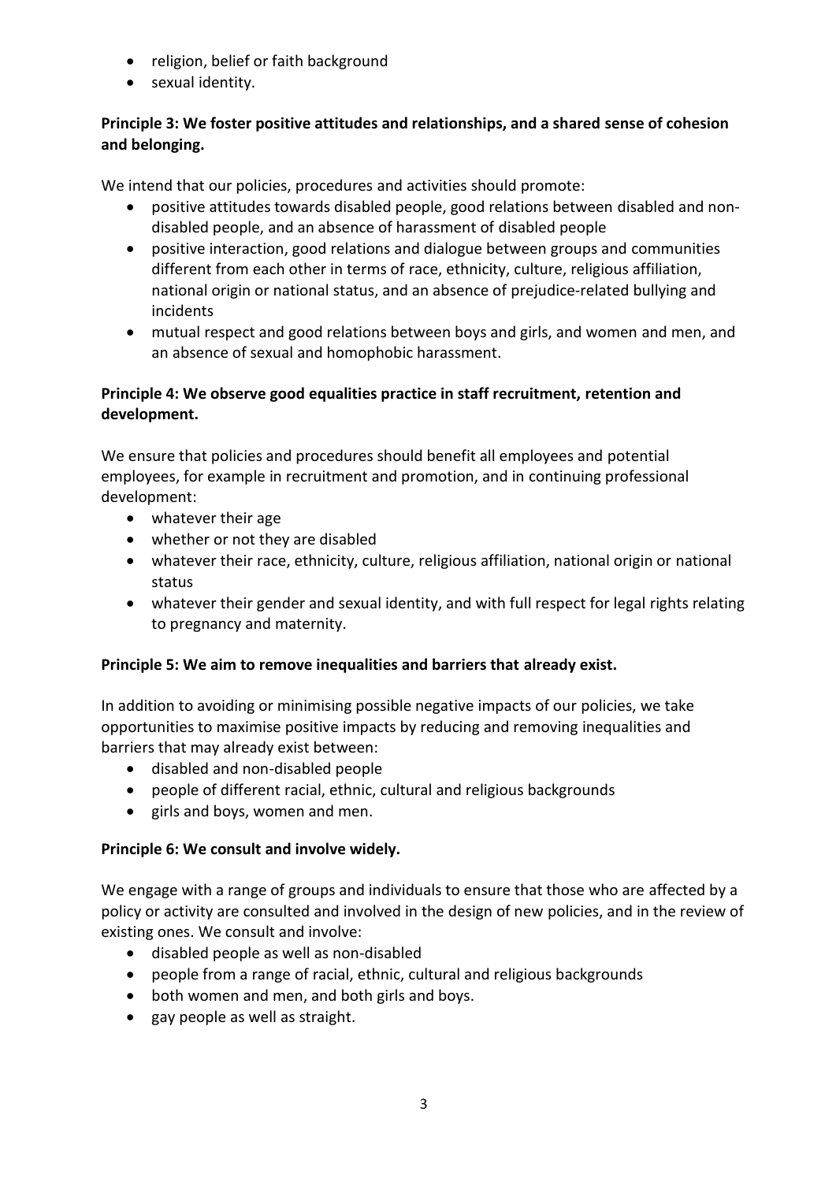- religion, belief or faith background
- sexual identity.

**Principle 3: We foster positive attitudes and relationships, and a shared sense of cohesion and belonging.**

We intend that our policies, procedures and activities should promote:

- positive attitudes towards disabled people, good relations between disabled and non-disabled people, and an absence of harassment of disabled people
- positive interaction, good relations and dialogue between groups and communities different from each other in terms of race, ethnicity, culture, religious affiliation, national origin or national status, and an absence of prejudice-related bullying and incidents
- mutual respect and good relations between boys and girls, and women and men, and an absence of sexual and homophobic harassment.

**Principle 4: We observe good equalities practice in staff recruitment, retention and development.**

We ensure that policies and procedures should benefit all employees and potential employees, for example in recruitment and promotion, and in continuing professional development:

- whatever their age
- whether or not they are disabled
- whatever their race, ethnicity, culture, religious affiliation, national origin or national status
- whatever their gender and sexual identity, and with full respect for legal rights relating to pregnancy and maternity.

**Principle 5: We aim to remove inequalities and barriers that already exist.**

In addition to avoiding or minimising possible negative impacts of our policies, we take opportunities to maximise positive impacts by reducing and removing inequalities and barriers that may already exist between:

- disabled and non-disabled people
- people of different racial, ethnic, cultural and religious backgrounds
- girls and boys, women and men.

**Principle 6: We consult and involve widely.**

We engage with a range of groups and individuals to ensure that those who are affected by a policy or activity are consulted and involved in the design of new policies, and in the review of existing ones. We consult and involve:

- disabled people as well as non-disabled
- people from a range of racial, ethnic, cultural and religious backgrounds
- both women and men, and both girls and boys.
- gay people as well as straight.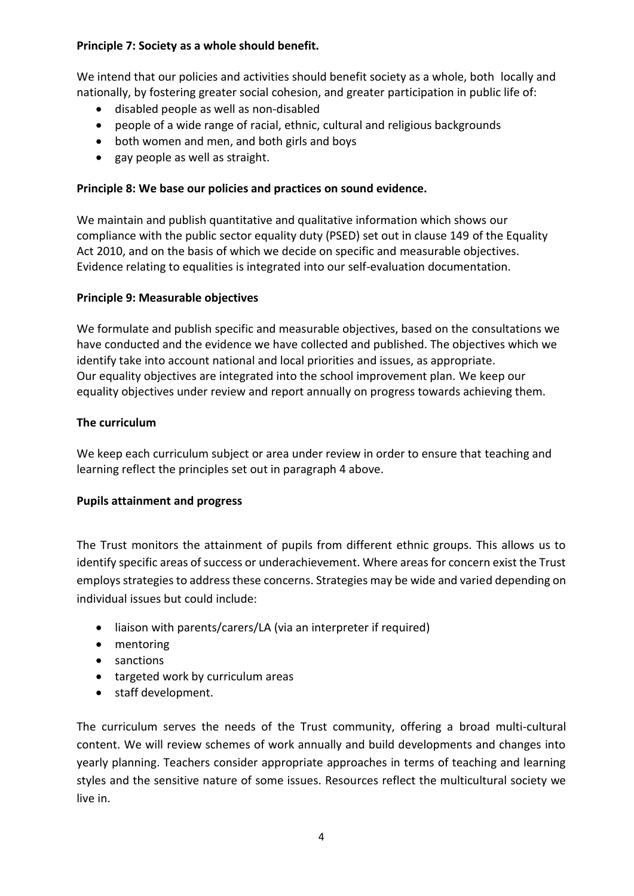**Principle 7: Society as a whole should benefit.**

We intend that our policies and activities should benefit society as a whole, both locally and nationally, by fostering greater social cohesion, and greater participation in public life of:

- disabled people as well as non-disabled
- people of a wide range of racial, ethnic, cultural and religious backgrounds
- both women and men, and both girls and boys
- gay people as well as straight.

**Principle 8: We base our policies and practices on sound evidence.**

We maintain and publish quantitative and qualitative information which shows our compliance with the public sector equality duty (PSED) set out in clause 149 of the Equality Act 2010, and on the basis of which we decide on specific and measurable objectives. Evidence relating to equalities is integrated into our self-evaluation documentation.

**Principle 9: Measurable objectives**

We formulate and publish specific and measurable objectives, based on the consultations we have conducted and the evidence we have collected and published. The objectives which we identify take into account national and local priorities and issues, as appropriate.
Our equality objectives are integrated into the school improvement plan. We keep our equality objectives under review and report annually on progress towards achieving them.

**The curriculum**

We keep each curriculum subject or area under review in order to ensure that teaching and learning reflect the principles set out in paragraph 4 above.

**Pupils attainment and progress**

The Trust monitors the attainment of pupils from different ethnic groups. This allows us to identify specific areas of success or underachievement. Where areas for concern exist the Trust employs strategies to address these concerns. Strategies may be wide and varied depending on individual issues but could include:

- liaison with parents/carers/LA (via an interpreter if required)
- mentoring
- sanctions
- targeted work by curriculum areas
- staff development.

The curriculum serves the needs of the Trust community, offering a broad multi-cultural content. We will review schemes of work annually and build developments and changes into yearly planning. Teachers consider appropriate approaches in terms of teaching and learning styles and the sensitive nature of some issues. Resources reflect the multicultural society we live in.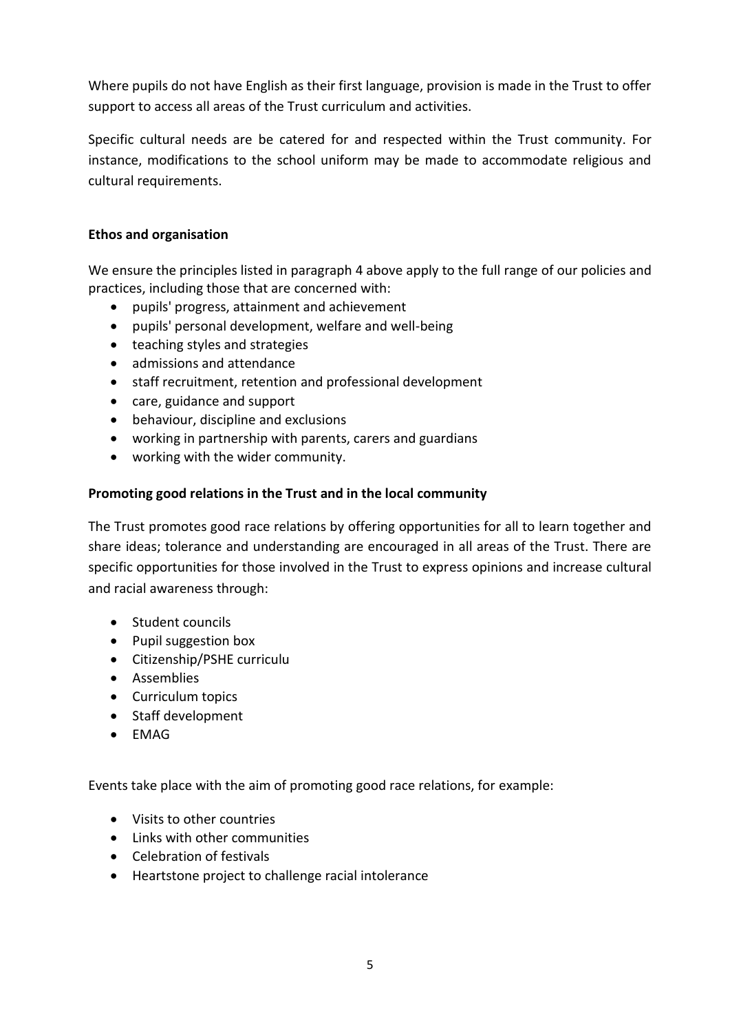Where pupils do not have English as their first language, provision is made in the Trust to offer support to access all areas of the Trust curriculum and activities.

Specific cultural needs are be catered for and respected within the Trust community. For instance, modifications to the school uniform may be made to accommodate religious and cultural requirements.

**Ethos and organisation**

We ensure the principles listed in paragraph 4 above apply to the full range of our policies and practices, including those that are concerned with:

- pupils' progress, attainment and achievement
- pupils' personal development, welfare and well-being
- teaching styles and strategies
- admissions and attendance
- staff recruitment, retention and professional development
- care, guidance and support
- behaviour, discipline and exclusions
- working in partnership with parents, carers and guardians
- working with the wider community.

**Promoting good relations in the Trust and in the local community**

The Trust promotes good race relations by offering opportunities for all to learn together and share ideas; tolerance and understanding are encouraged in all areas of the Trust. There are specific opportunities for those involved in the Trust to express opinions and increase cultural and racial awareness through:

- Student councils
- Pupil suggestion box
- Citizenship/PSHE curriculu
- Assemblies
- Curriculum topics
- Staff development
- EMAG

Events take place with the aim of promoting good race relations, for example:

- Visits to other countries
- Links with other communities
- Celebration of festivals
- Heartstone project to challenge racial intolerance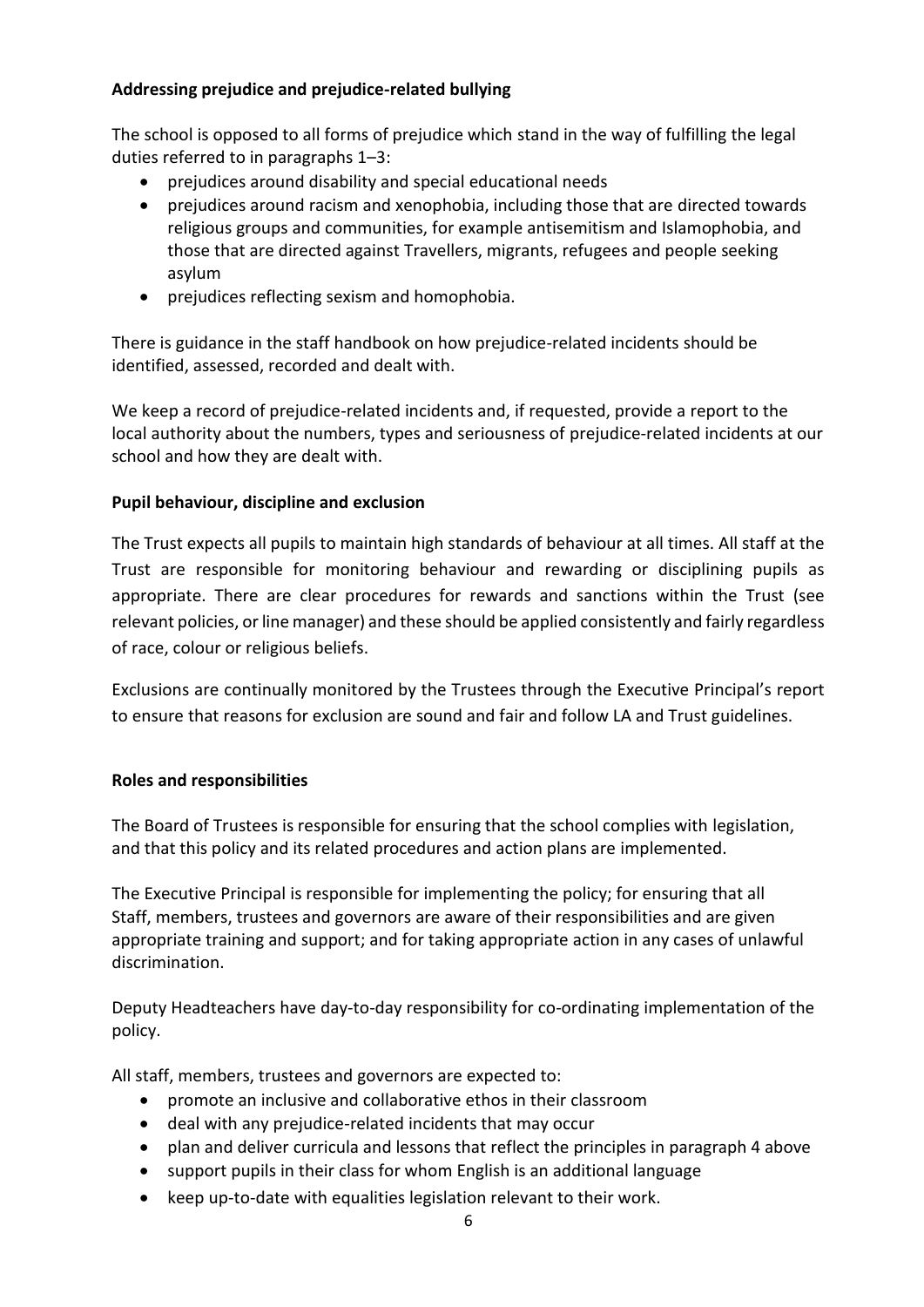**Addressing prejudice and prejudice-related bullying**

The school is opposed to all forms of prejudice which stand in the way of fulfilling the legal duties referred to in paragraphs 1–3:

- prejudices around disability and special educational needs
- prejudices around racism and xenophobia, including those that are directed towards religious groups and communities, for example antisemitism and Islamophobia, and those that are directed against Travellers, migrants, refugees and people seeking asylum
- prejudices reflecting sexism and homophobia.

There is guidance in the staff handbook on how prejudice-related incidents should be identified, assessed, recorded and dealt with.

We keep a record of prejudice-related incidents and, if requested, provide a report to the local authority about the numbers, types and seriousness of prejudice-related incidents at our school and how they are dealt with.

**Pupil behaviour, discipline and exclusion**

The Trust expects all pupils to maintain high standards of behaviour at all times. All staff at the Trust are responsible for monitoring behaviour and rewarding or disciplining pupils as appropriate. There are clear procedures for rewards and sanctions within the Trust (see relevant policies, or line manager) and these should be applied consistently and fairly regardless of race, colour or religious beliefs.

Exclusions are continually monitored by the Trustees through the Executive Principal's report to ensure that reasons for exclusion are sound and fair and follow LA and Trust guidelines.

**Roles and responsibilities**

The Board of Trustees is responsible for ensuring that the school complies with legislation, and that this policy and its related procedures and action plans are implemented.

The Executive Principal is responsible for implementing the policy; for ensuring that all Staff, members, trustees and governors are aware of their responsibilities and are given appropriate training and support; and for taking appropriate action in any cases of unlawful discrimination.

Deputy Headteachers have day-to-day responsibility for co-ordinating implementation of the policy.

All staff, members, trustees and governors are expected to:

- promote an inclusive and collaborative ethos in their classroom
- deal with any prejudice-related incidents that may occur
- plan and deliver curricula and lessons that reflect the principles in paragraph 4 above
- support pupils in their class for whom English is an additional language
- keep up-to-date with equalities legislation relevant to their work.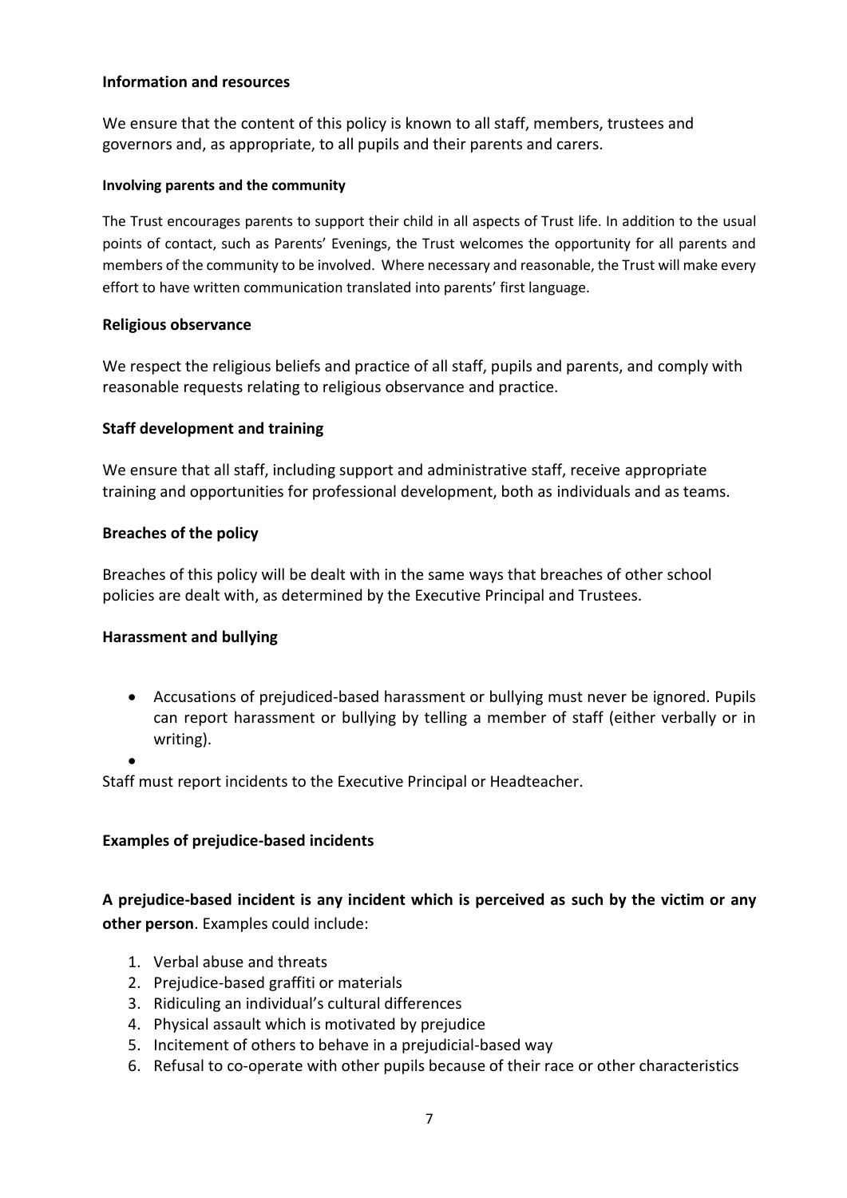## Information and resources

We ensure that the content of this policy is known to all staff, members, trustees and governors and, as appropriate, to all pupils and their parents and carers.

### Involving parents and the community

The Trust encourages parents to support their child in all aspects of Trust life. In addition to the usual points of contact, such as Parents' Evenings, the Trust welcomes the opportunity for all parents and members of the community to be involved. Where necessary and reasonable, the Trust will make every effort to have written communication translated into parents' first language.

## Religious observance

We respect the religious beliefs and practice of all staff, pupils and parents, and comply with reasonable requests relating to religious observance and practice.

## Staff development and training

We ensure that all staff, including support and administrative staff, receive appropriate training and opportunities for professional development, both as individuals and as teams.

## Breaches of the policy

Breaches of this policy will be dealt with in the same ways that breaches of other school policies are dealt with, as determined by the Executive Principal and Trustees.

## Harassment and bullying

- Accusations of prejudiced-based harassment or bullying must never be ignored. Pupils can report harassment or bullying by telling a member of staff (either verbally or in writing).
- 

Staff must report incidents to the Executive Principal or Headteacher.

## Examples of prejudice-based incidents

**A prejudice-based incident is any incident which is perceived as such by the victim or any other person**. Examples could include:

1. Verbal abuse and threats
2. Prejudice-based graffiti or materials
3. Ridiculing an individual's cultural differences
4. Physical assault which is motivated by prejudice
5. Incitement of others to behave in a prejudicial-based way
6. Refusal to co-operate with other pupils because of their race or other characteristics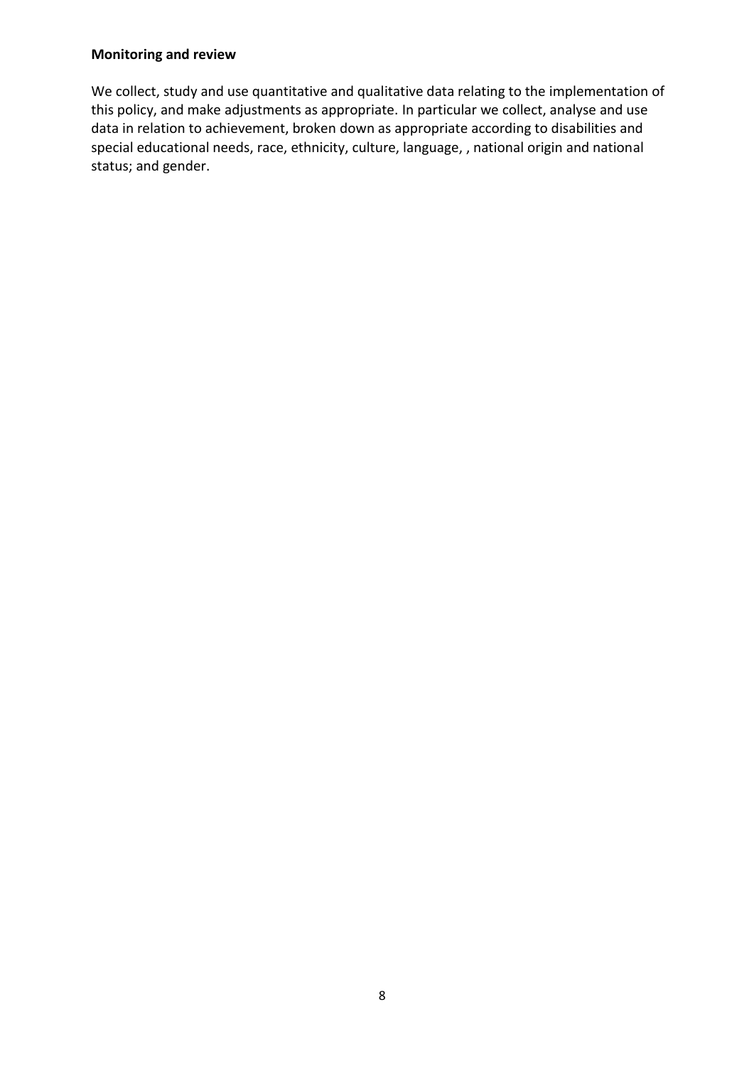**Monitoring and review**

We collect, study and use quantitative and qualitative data relating to the implementation of this policy, and make adjustments as appropriate. In particular we collect, analyse and use data in relation to achievement, broken down as appropriate according to disabilities and special educational needs, race, ethnicity, culture, language, , national origin and national status; and gender.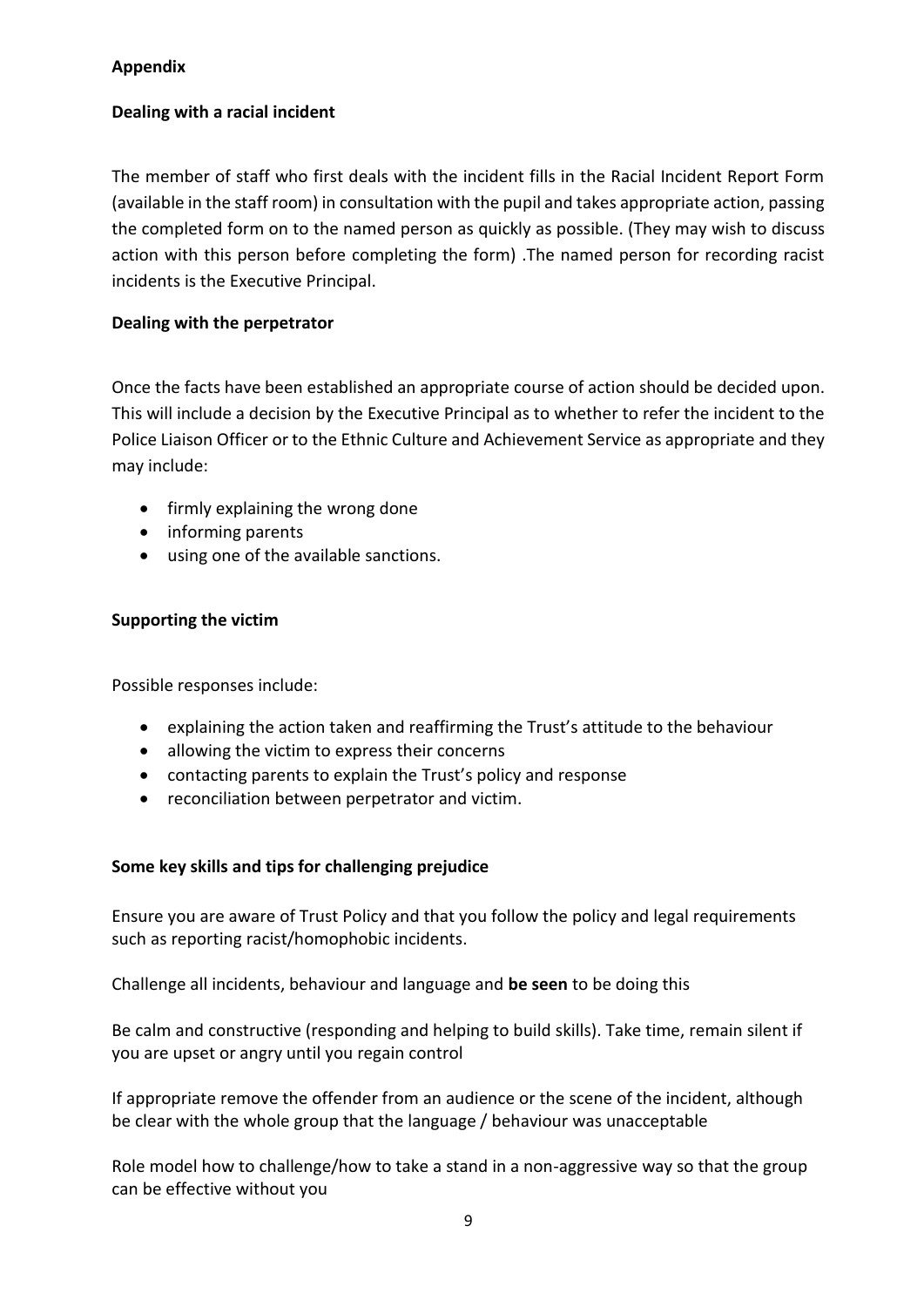## Appendix

### Dealing with a racial incident

The member of staff who first deals with the incident fills in the Racial Incident Report Form (available in the staff room) in consultation with the pupil and takes appropriate action, passing the completed form on to the named person as quickly as possible. (They may wish to discuss action with this person before completing the form) .The named person for recording racist incidents is the Executive Principal.

### Dealing with the perpetrator

Once the facts have been established an appropriate course of action should be decided upon. This will include a decision by the Executive Principal as to whether to refer the incident to the Police Liaison Officer or to the Ethnic Culture and Achievement Service as appropriate and they may include:

- firmly explaining the wrong done
- informing parents
- using one of the available sanctions.

### Supporting the victim

Possible responses include:

- explaining the action taken and reaffirming the Trust's attitude to the behaviour
- allowing the victim to express their concerns
- contacting parents to explain the Trust's policy and response
- reconciliation between perpetrator and victim.

### Some key skills and tips for challenging prejudice

Ensure you are aware of Trust Policy and that you follow the policy and legal requirements such as reporting racist/homophobic incidents.

Challenge all incidents, behaviour and language and **be seen** to be doing this

Be calm and constructive (responding and helping to build skills). Take time, remain silent if you are upset or angry until you regain control

If appropriate remove the offender from an audience or the scene of the incident, although be clear with the whole group that the language / behaviour was unacceptable

Role model how to challenge/how to take a stand in a non-aggressive way so that the group can be effective without you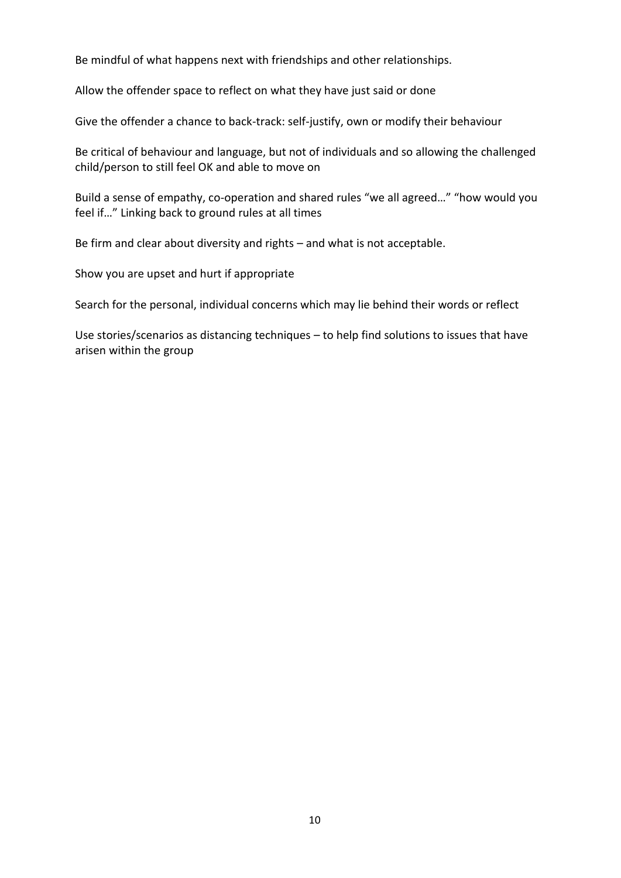Be mindful of what happens next with friendships and other relationships.

Allow the offender space to reflect on what they have just said or done

Give the offender a chance to back-track: self-justify, own or modify their behaviour

Be critical of behaviour and language, but not of individuals and so allowing the challenged child/person to still feel OK and able to move on

Build a sense of empathy, co-operation and shared rules "we all agreed…" "how would you feel if…" Linking back to ground rules at all times

Be firm and clear about diversity and rights – and what is not acceptable.

Show you are upset and hurt if appropriate

Search for the personal, individual concerns which may lie behind their words or reflect

Use stories/scenarios as distancing techniques – to help find solutions to issues that have arisen within the group